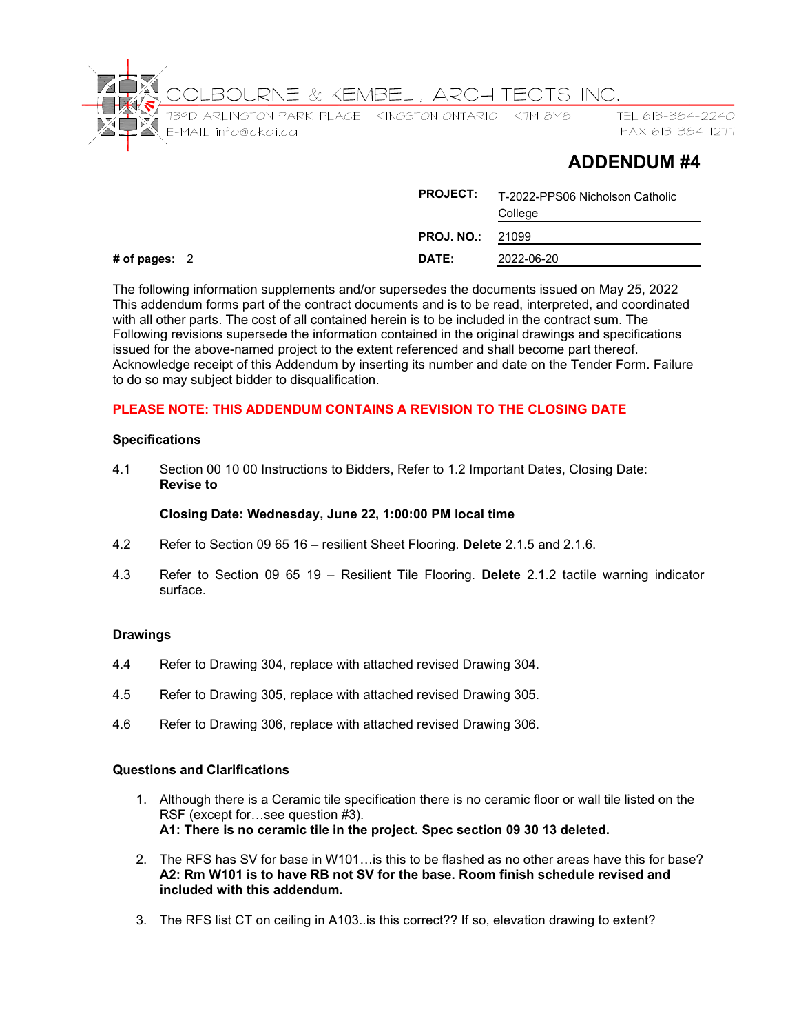COLBOURNE & KEMBEL, ARCHITECTS INC.

739D ARLINGTON PARK PLACE KINGSTON ONTARIO K7M 8M8 TEL 613-384-2240

E-MAIL info@ckai.ca FAX 613-384-1277

# ADDENDUM #4

**PROJECT:** T-2022-PPS06 Nicholson Catholic College

**PROJ. NO.:** 21099

**# of pages:** 2 **DATE:** 2022-06-20

The following information supplements and/or supersedes the documents issued on May 25, 2022 This addendum forms part of the contract documents and is to be read, interpreted, and coordinated with all other parts. The cost of all contained herein is to be included in the contract sum. The Following revisions supersede the information contained in the original drawings and specifications issued for the above-named project to the extent referenced and shall become part thereof. Acknowledge receipt of this Addendum by inserting its number and date on the Tender Form. Failure to do so may subject bidder to disqualification.

**PLEASE NOTE: THIS ADDENDUM CONTAINS A REVISION TO THE CLOSING DATE**

### Specifications

4.1 Section 00 10 00 Instructions to Bidders, Refer to 1.2 Important Dates, Closing Date: **Revise to**

**Closing Date: Wednesday, June 22, 1:00:00 PM local time**

4.2 Refer to Section 09 65 16 – resilient Sheet Flooring. **Delete** 2.1.5 and 2.1.6.

4.3 Refer to Section 09 65 19 – Resilient Tile Flooring. **Delete** 2.1.2 tactile warning indicator surface.

### Drawings

4.4 Refer to Drawing 304, replace with attached revised Drawing 304.

4.5 Refer to Drawing 305, replace with attached revised Drawing 305.

4.6 Refer to Drawing 306, replace with attached revised Drawing 306.

### Questions and Clarifications

1. Although there is a Ceramic tile specification there is no ceramic floor or wall tile listed on the RSF (except for…see question #3).
   **A1: There is no ceramic tile in the project. Spec section 09 30 13 deleted.**

2. The RFS has SV for base in W101…is this to be flashed as no other areas have this for base?
   **A2: Rm W101 is to have RB not SV for the base. Room finish schedule revised and included with this addendum.**

3. The RFS list CT on ceiling in A103..is this correct?? If so, elevation drawing to extent?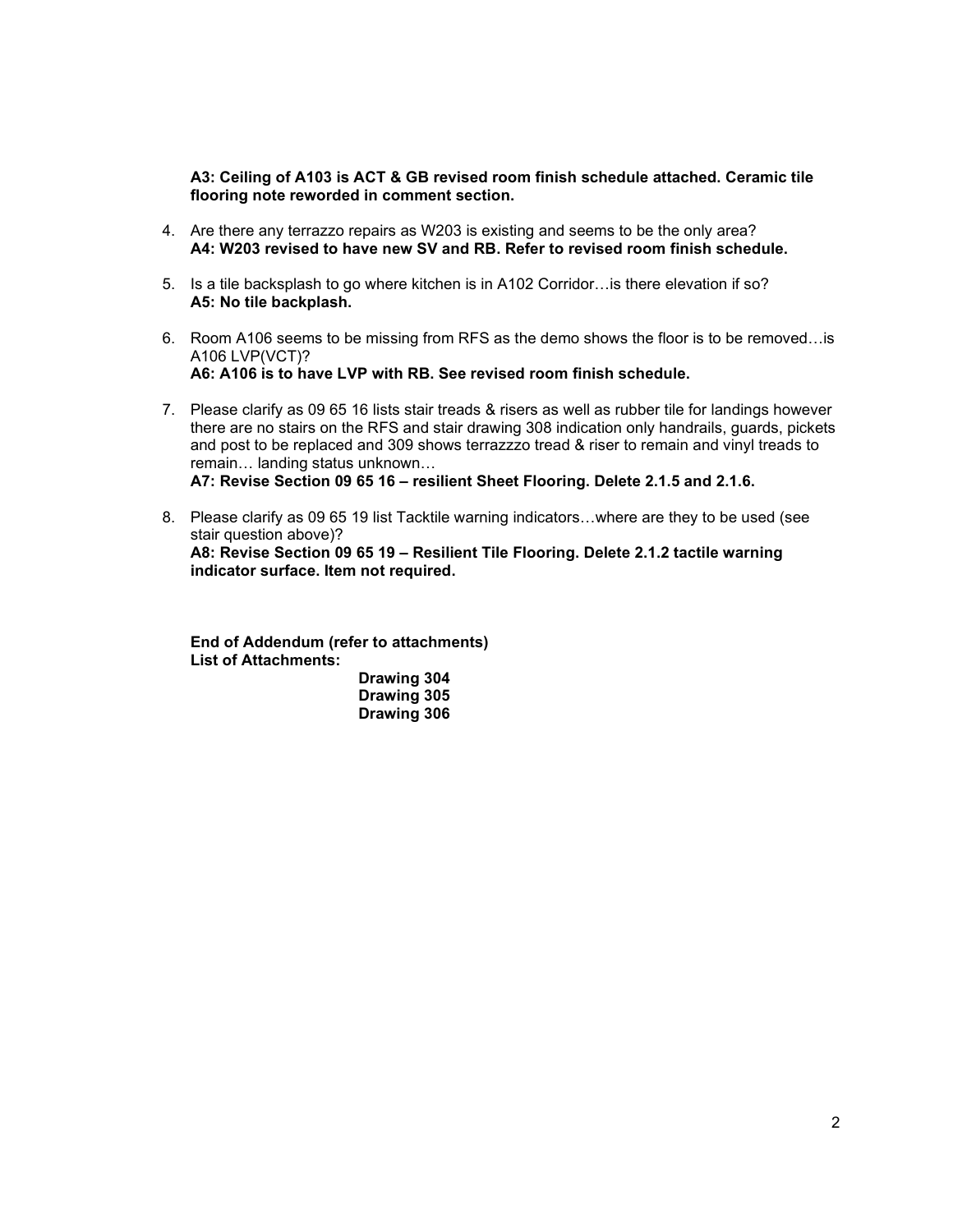**A3: Ceiling of A103 is ACT & GB revised room finish schedule attached. Ceramic tile flooring note reworded in comment section.**

4. Are there any terrazzo repairs as W203 is existing and seems to be the only area?
   **A4: W203 revised to have new SV and RB. Refer to revised room finish schedule.**

5. Is a tile backsplash to go where kitchen is in A102 Corridor…is there elevation if so?
   **A5: No tile backplash.**

6. Room A106 seems to be missing from RFS as the demo shows the floor is to be removed…is A106 LVP(VCT)?
   **A6: A106 is to have LVP with RB. See revised room finish schedule.**

7. Please clarify as 09 65 16 lists stair treads & risers as well as rubber tile for landings however there are no stairs on the RFS and stair drawing 308 indication only handrails, guards, pickets and post to be replaced and 309 shows terrazzzo tread & riser to remain and vinyl treads to remain… landing status unknown…
   **A7: Revise Section 09 65 16 – resilient Sheet Flooring. Delete 2.1.5 and 2.1.6.**

8. Please clarify as 09 65 19 list Tacktile warning indicators…where are they to be used (see stair question above)?
   **A8: Revise Section 09 65 19 – Resilient Tile Flooring. Delete 2.1.2 tactile warning indicator surface. Item not required.**

**End of Addendum (refer to attachments)**
**List of Attachments:**

**Drawing 304**
**Drawing 305**
**Drawing 306**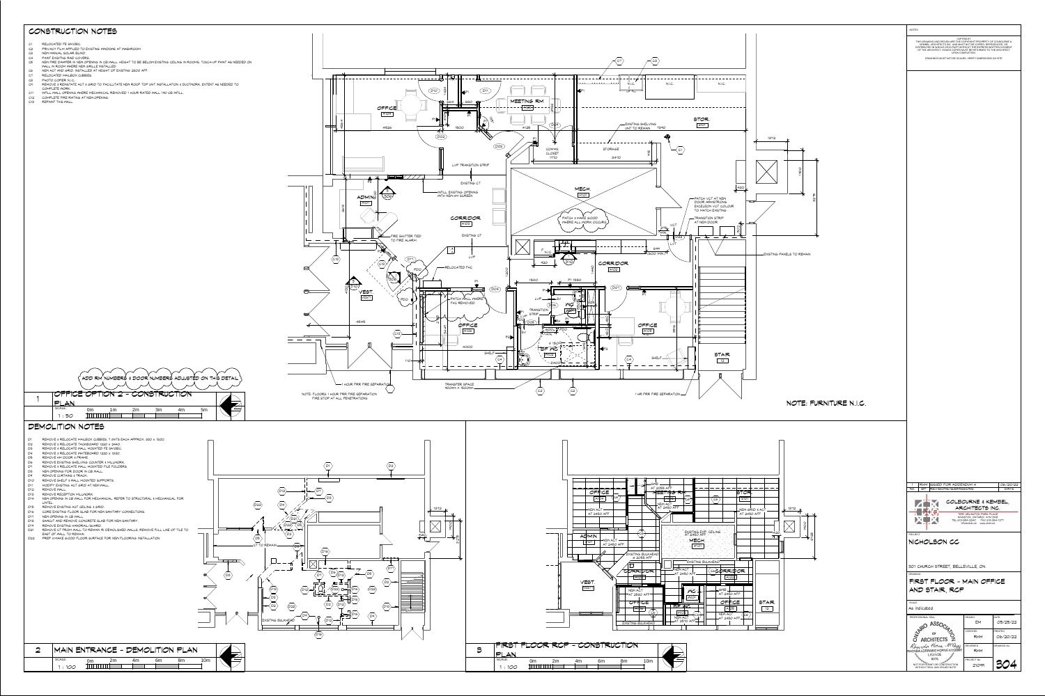## CONSTRUCTION NOTES

- C1 RELOCATED FE 2A10BC.
- C2 PRIVACY FILM APPLIED TO EXISTING WINDOWS AT MAGIROOM.
- C3 NEW MANUAL SOLAR BLIND.
- C4 PAINT EXISTING RAD COVERS.
- C5 NEW FIRE DAMPER IN NEW OPENING IN CB WALL. HEIGHT TO BE BELOW EXISTING CEILING IN ROOMS. TOUCH-UP PAINT AS NEEDED ON WALL IN ROOM WHERE NEW GRILLE INSTALLED.
- C6 NEW ACT AND GRID. INSTALLED AT HEIGHT OF EXISTING 2500 AFF.
- C7 RELOCATED MAILBOX CUBBIES.
- C8 PHOTO COPIER N.I.C.
- C9 REMOVE & REINSTATE ACT & GRID TO FACILITATE NEW ROOF TOP UNIT INSTALLATION & DUCTWORK. EXTENT AS NEEDED TO COMPLETE WORK.
- C11 INFILL WALL OPENING WHERE MECHANICAL REMOVED 1 HOUR RATED WALL 140 CB INFILL.
- C12 COMPLETE FIRE RATING AT NEW OPENING.
- C13 REPAINT THIS WALL.

ADD RM NUMBERS & DOOR NUMBERS ADJUSTED ON THIS DETAIL

NOTE: FLOORS 1 HOUR FRR FIRE SEPARATION FIRE STOP AT ALL PENETRATIONS

NOTE: FURNITURE N.I.C.

1 OFFICE OPTION 2 - CONSTRUCTION PLAN
SCALE: 1 : 50

## DEMOLITION NOTES

- D1 REMOVE & RELOCATE MAILBOX CUBBIES. 7 UNITS EACH APPROX. 350 x 1500.
- D2 REMOVE & RELOCATE TACKBOARD 1220 x 2440.
- D3 REMOVE & RELOCATE WALL MOUNTED FE 2A10BC.
- D4 REMOVE & RELOCATE WHITEBOARD 1220 x 1830.
- D5 REMOVE HM DOOR & FRAME.
- D6 REMOVE EXISTING SHELVING, COUNTER & MILLWORK.
- D7 REMOVE & RELOCATE WALL MOUNTED FILE FOLDERS.
- D8 NEW OPENING FOR DOOR IN CB WALL.
- D9 REMOVE CURTAINS & TRACK.
- D10 REMOVE SHELF & WALL MOUNTED SUPPORTS.
- D11 MODIFY EXISTING ACT GRID AT NEW WALL.
- D12 REMOVE WALL.
- D13 REMOVE RECEPTION MILLWORK.
- D14 NEW OPENING IN CB WALL FOR MECHANICAL. REFER TO STRUCTURAL & MECHANICAL FOR LINTEL.
- D15 REMOVE EXISTING ACT CEILING & GRID.
- D16 CORE EXISTING FLOOR SLAB FOR NEW SANITARY CONNECTIONS.
- D17 NEW OPENING IN CB WALL.
- D18 SAWCUT AND REMOVE CONCRETE SLAB FOR NEW SANITARY.
- D19 REMOVE EXISTING HANDRAIL/GUARD.
- D21 REMOVE CT FROM WALL TO REMAIN RE DEMOLISHED WALLS. REMOVE FULL LINE OF TILE TO EAST OF WALL TO REMAIN.
- D22 PREP & MAKE GOOD FLOOR SURFACE FOR NEW FLOORING INSTALLATION.

2 MAIN ENTRANCE - DEMOLITION PLAN
SCALE: 1 : 100

3 FIRST FLOOR RCP - CONSTRUCTION PLAN
SCALE: 1 : 100

NOTES:

COPYRIGHT
THIS DRAWING AND DESIGN ARE THE COPYRIGHT PROPERTY OF COLBOURNE & KEMBEL, ARCHITECTS INC. AND MUST NOT BE COPIED, REPRODUCED, OR DISTRIBUTED IN WHOLE OR IN PART WITHOUT THE EXPRESS WRITTEN CONSENT OF THE ARCHITECT. ISSUED COPIES MUST BE RETURNED TO THE ARCHITECT UPON COMPLETION.

DRAWINGS MUST NOT BE SCALED. VERIFY DIMENSIONS ON SITE.

| NO. | BY | REVISIONS/SUBMISSIONS | DATE |
|---|---|---|---|
| 1 | RHM | ISSUED FOR ADDENDUM 4 | 06/20/22 |

COLBOURNE & KEMBEL, ARCHITECTS INC.

PROJECT: NICHOLSON CC

301 CHURCH STREET, BELLEVILLE, ON.

DRAWING: FIRST FLOOR - MAIN OFFICE AND STAIR, RCP

SCALE: As indicated

| DRAWN: EM | DATE: 05/25/22 |
|---|---|
| CHECKED: RHM | PRINTED: 06/20/22 |
| REVIEWED: RHM | DRAWING No. |
| PROJECT No. 21091 | 304 |

NOT FOR PERMIT OR CONSTRUCTION WITHOUT SEAL AND ISSUED NOTE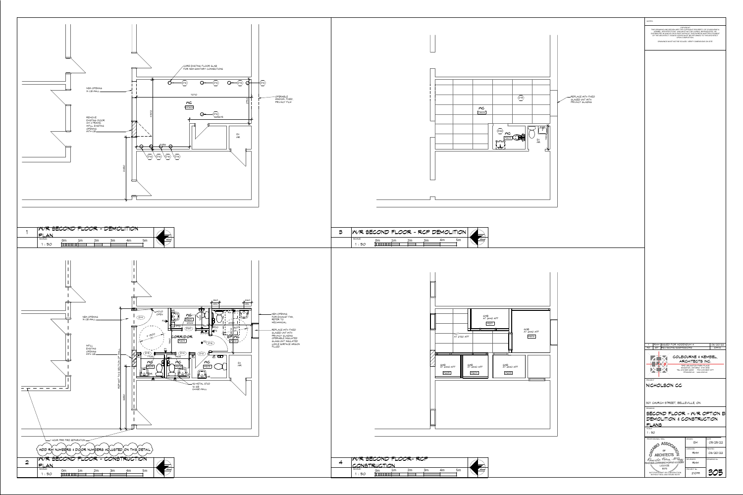## Drawing 1 — W/R SECOND FLOOR - DEMOLITION PLAN

SCALE: 1 : 50

- CORE EXISTING FLOOR SLAB FOR NEW SANITARY CONNECTIONS
- NEW OPENING IN CB WALL
- REMOVE EXISTING DOOR HM & FRAME. INFILL EXISTING OPENING WITH CB
- OPERABLE WINDOW, FIXED, PRIVACY FILM
- WC A200
- EX. WR
- D16
- 7010
- 4802
- 2515
- 2285
- 2190
- 2880

## Drawing 2 — W/R SECOND FLOOR - CONSTRUCTION PLAN

SCALE: 1 : 50

- NEW OPENING IN CB WALL
- INFILL EXISTING OPENING WITH CB
- HOLD OPEN
- D14
- WC A201
- CORRIDOR A206
- BF WC A202
- WC A203
- WC A204
- WC A205
- EX. WR
- D20
- D12
- D14
- D13
- D15
- Ø 1500
- 92 METAL STUD 16 GB CHASE WALL
- REPAINT THIS SECTION OF WALL
- NEW OPENING FOR EXHAUST FAN. REFER TO MECHANICAL.
- REPLACE WITH FIXED GLAZED UNIT WITH PRIVACY GLAZING OPERABLE INSULATED GLASS UNIT INSULATED LOW-E SURFACE ARGON FILLED.
- 1 HOUR FRR FIRE SEPARATION
- ADD RM NUMBERS & DOOR NUMBERS ADJUSTED ON THIS DETAIL
- 2880

## Drawing 3 — W/R SECOND FLOOR - RCP DEMOLITION

SCALE: 1 : 50

- WC A200
- WC A201
- EX. WR
- D16
- D22
- REPLACE WITH FIXED GLAZED UNIT WITH PRIVACY GLAZING

## Drawing 4 — W/R SECOND FLOOR- RCP CONSTRUCTION

SCALE: 1 : 50

- GWB AT 2440 AFF A201
- GWB AT 2440 AFF A202
- ACT AT 2720 AFF
- GWB AT 2440 AFF A205
- GWB AT 2440 AFF A204
- GWB AT 2440 AFF A203

---

NOTES:

COPYRIGHT
THIS DRAWING AND DESIGN ARE THE COPYRIGHT PROPERTY OF COLBOURNE & KEMBEL ARCHITECTS INC. AND MUST NOT BE COPIED, REPRODUCED, OR DISTRIBUTED IN WHOLE OR IN PART WITHOUT THE EXPRESS WRITTEN CONSENT OF THE ARCHITECT. ISSUED COPIES MUST BE RETURNED TO THE ARCHITECT UPON COMPLETION.

DRAWINGS MUST NOT BE SCALED. VERIFY DIMENSIONS ON SITE.

| NO. | BY | REVISIONS/SUBMISSIONS | DATE |
|---|---|---|---|
| 1 | RHM | ISSUED FOR ADDENDUM 4 | 06/20/22 |

**COLBOURNE & KEMBEL, ARCHITECTS INC.**
1340 ARLINGTON PARK PLACE
KINGSTON, ONTARIO K7M 2W8
TEL 613-384-2040 FAX 613-384-1271

PROJECT: NICHOLSON CC

301 CHURCH STREET, BELLEVILLE, ON.

DRAWING: SECOND FLOOR - W/R OPTION B DEMOLITION & CONSTRUCTION PLANS

SCALE: 1 : 50

PROFESSIONAL SEAL: ONTARIO ASSOCIATION OF ARCHITECTS — RHONDA LORRAINE HORNE-MCGEE — LICENCE 5976
NOT FOR PERMIT OR CONSTRUCTION WITHOUT SEAL AND ISSUED NOTE

| DRAWN | DATE |
|---|---|
| EM | 05/25/22 |
| CHECKED | PRINTED |
| RHM | 06/20/22 |
| REVIEWED | DRAWING No. |
| RHM | |
| PROJECT No. | |
| 21099 | 305 |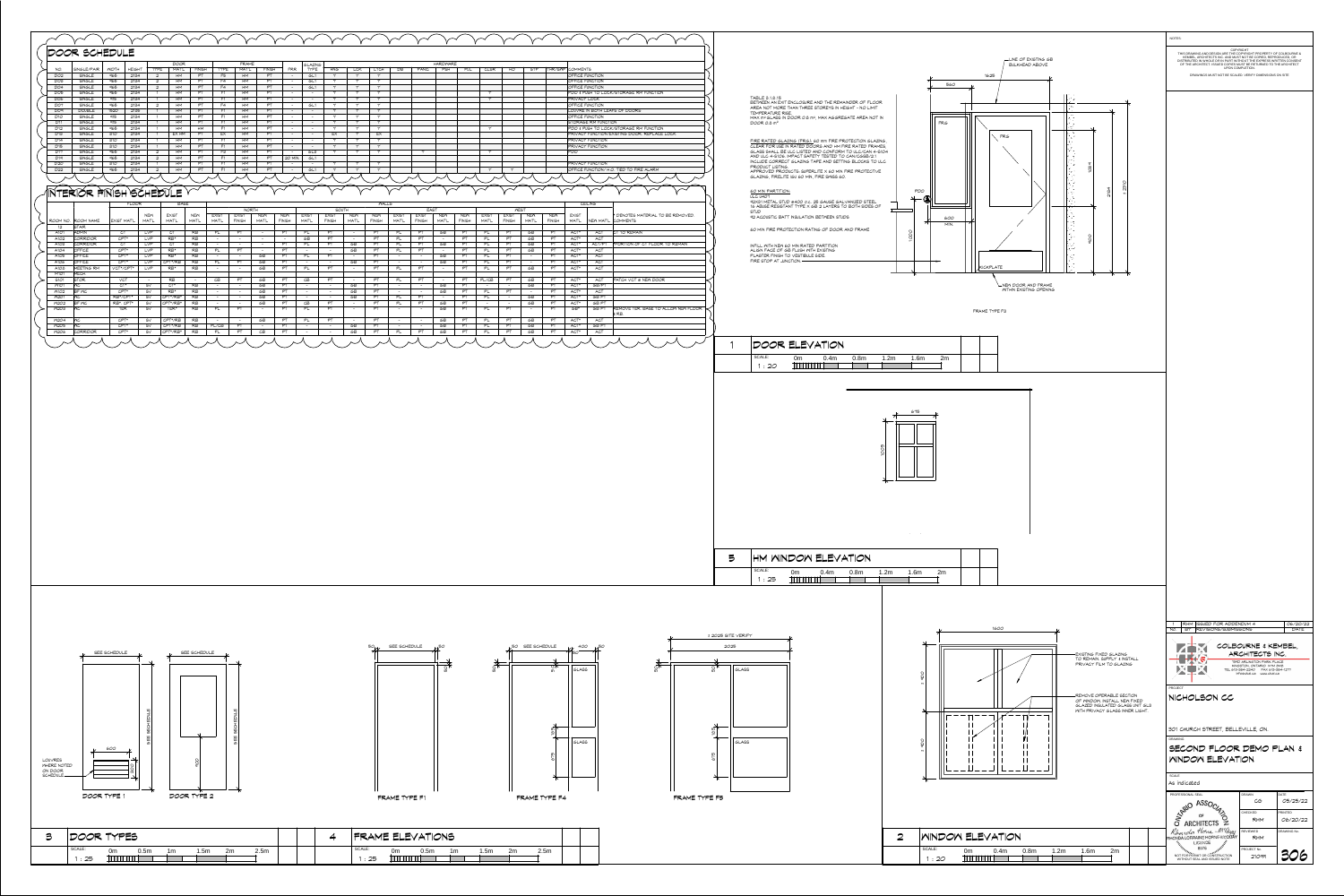## DOOR SCHEDULE

| NO. | SINGLE/PAIR | WIDTH | HEIGHT | DOOR TYPE | DOOR MATL | DOOR FINISH | FRAME TYPE | FRAME MATL | FRAME FINISH | FRR | GLAZING TYPE | HINGE | LOCK | LTCH | CB | PANIC | PUSH | PULL | CLSR | HO | STP | THR/SWP | COMMENTS |
|---|---|---|---|---|---|---|---|---|---|---|---|---|---|---|---|---|---|---|---|---|---|---|---|
| D02 | SINGLE | 965 | 2134 | 2 | HM | PT | F5 | HM | PT | - | GL1 | Y | Y | Y | | | | | | | | | OFFICE FUNCTION |
| D03 | SINGLE | 965 | 2134 | 2 | HM | PT | F4 | HM | PT | - | GL1 | Y | Y | Y | | | | | | | | | OFFICE FUNCTION |
| D04 | SINGLE | 965 | 2134 | 2 | HM | PT | F4 | HM | PT | - | GL1 | Y | Y | Y | | | | | | | | | OFFICE FUNCTION |
| D05 | SINGLE | 915 | 2134 | 1 | HM | PT | F1 | HM | PT | - | - | Y | Y | Y | | | | | Y | | | | F00 & PUSH TO LOCK/STORAGE RM FUNCTION |
| D06 | SINGLE | 915 | 2134 | 1 | HM | PT | F1 | HM | PT | - | - | Y | Y | Y | | | | | Y | | | | PRIVACY LOCK |
| D07 | SINGLE | 965 | 2134 | 2 | HM | PT | F4 | HM | PT | - | GL1 | Y | Y | Y | | | | | | | | | OFFICE FUNCTION |
| D09 | DOUBLE | 1620 | 2135 | 1 | HM | PT | F1 | HM | PT | - | - | Y | Y | Y | | | | | | | | | LOUVRE IN BOTH LEAFS OF DOORS |
| D10 | SINGLE | 915 | 2134 | 1 | HM | PT | F1 | HM | PT | - | - | Y | Y | Y | | | | | | | | | OFFICE FUNCTION |
| D11 | SINGLE | 915 | 2134 | 1 | HM | PT | F1 | HM | PT | - | - | Y | Y | Y | | | | | | | | | STORAGE RM FUNCTION |
| D12 | SINGLE | 965 | 2134 | 1 | HM | EX | F1 | HM | PT | - | - | Y | Y | Y | | | | | Y | | | | F00 & PUSH TO LOCK/STORAGE RM FUNCTION |
| D13 | SINGLE | 810 | 2134 | 1 | EX HM | PT | EX | HM | PT | - | - | EX | Y | EX | | | | | | | | | PRIVACY FUNCTION/EXISTING DOOR, REPLACE LOCK |
| D14 | SINGLE | 810 | 2134 | 1 | HM | PT | F1 | HM | PT | - | - | Y | Y | Y | | | | | | | | | PRIVACY FUNCTION |
| D15 | SINGLE | 810 | 2134 | 1 | HM | PT | F1 | HM | PT | - | - | Y | Y | Y | | | | | | | | | PRIVACY FUNCTION |
| D17 | SINGLE | 965 | 2134 | 2 | HM | PT | F2 | HM | PT | - | GL3 | Y | Y | Y | | Y | | | Y | | | | F00 |
| D19 | SINGLE | 965 | 2134 | 2 | HM | PT | F1 | HM | PT | 20 MIN | GL1 | Y | Y | Y | | | | | | | | | |
| D20 | SINGLE | 810 | 2134 | 1 | HM | PT | F1 | HM | PT | - | - | Y | Y | Y | | | | | | | | | PRIVACY FUNCTION |
| D22 | SINGLE | 965 | 2134 | 2 | HM | PT | F1 | HM | PT | - | GL1 | Y | Y | Y | | | | | Y | | Y | | OFFICE FUNCTION H.O. TIED TO FIRE ALARM |

## INTERIOR FINISH SCHEDULE

| ROOM NO. | ROOM NAME | FLOOR EXIST MATL | FLOOR NEW MATL | BASE EXIST MATL | BASE NEW MATL | NORTH EXIST MATL | NORTH EXIST FINISH | NORTH NEW MATL | NORTH NEW FINISH | SOUTH EXIST MATL | SOUTH EXIST FINISH | SOUTH NEW MATL | SOUTH NEW FINISH | EAST EXIST MATL | EAST EXIST FINISH | EAST NEW MATL | EAST NEW FINISH | WEST EXIST MATL | WEST EXIST FINISH | WEST NEW MATL | WEST NEW FINISH | CEILING EXIST MATL | CEILING NEW MATL | COMMENTS (* DENOTES MATERIAL TO BE REMOVED) |
|---|---|---|---|---|---|---|---|---|---|---|---|---|---|---|---|---|---|---|---|---|---|---|---|---|
| 12 | STAIR | | | | | | | | | | | | | | | | | | | | | | | |
| A101 | ADMIN | C1 | LVP | C1 | RB | PL | PT | - | PT | PL | PT | - | PT | PL | PT | GB | PT | PL | PT | GB | PT | ACT* | ACT | C1 TO REMAIN |
| A102 | CORRIDOR | LPT* | LVP | RB* | RB | - | - | - | - | GB | PT | - | PT | PL | PT | - | PT | PL | PT | GB | PT | ACT* | ACT | |
| A103 | CORRIDOR | C1 | LVP | C1 | RB | - | - | - | - | PL | PT | GB | PT | PL | PT | GB | PT | PL | PT | GB | PT | ACT* | ACT/PT | PORTION OF C1 FLOOR TO REMAIN |
| A104 | OFFICE | LPT* | LVP | RB* | RB | PL | PT | - | PT | - | - | GB | PT | PL | PT | - | PT | PL | PT | GB | PT | ACT* | ACT | |
| A105 | OFFICE | LPT* | LVP | RB* | RB | PL | PT | GB | PT | PL | PT | - | PT | - | - | GB | PT | PL | PT | - | PT | ACT* | ACT | |
| A106 | OFFICE | LPT* | LVP | LPT*/RB | RB | PL | PT | GB | PT | - | - | GB | PT | - | - | GB | PT | PL | PT | - | PT | ACT* | ACT | |
| A120 | MEETING RM | VCT*/LPT* | LVP | RB* | RB | - | - | GB | PT | PL | PT | - | PT | PL | PT | - | PT | PL | PT | GB | PT | ACT* | ACT | |
| M101 | MECH | | | | | | | | | | | | | | | | | | | | | | | |
| S101 | STOR | VCT | | RB | | GB | PT | GB | PT | GB | PT | | PT | PL | PT | | PT | PL/GB | PT | GB | PT | ACT* | ACT | PATCH VCT @ NEW DOOR |
| W101 | WC | C1 | SV | C1* | RB | - | - | GB | PT | - | - | GB | PT | - | - | GB | PT | PL | - | GB | PT | ACT* | GB/PT | |
| W103 | SF WC | LPT* | SV | RB* | RB | - | - | GB | PT | - | - | GB | PT | - | - | GB | PT | PL | PT | - | PT | ACT* | ACT | |
| W201 | WC | RBF/LPT* | SV | LPT*/RB* | RB | - | - | GB | PT | - | - | GB | PT | PL | PT | - | PT | PL | - | GB | PT | ACT* | GB/PT | |
| W202 | SF WC | RBF, LPT* | SV | LPT*/RB* | RB | - | - | GB | PT | GB | PT | - | PT | PL | PT | GB | PT | - | - | GB | PT | ACT* | GB/PT | |
| W203 | | TBR | SV | TBR | RB | PL | PT | - | PT | PL | PT | - | PT | - | - | GB | PT | PL | PT | - | PT | GB* | GB/PT | REMOVE TBR BASE TO ALLOW NEW FLOOR & RB |
| W204 | WC | LPT* | SV | LPT*/RB | RB | - | - | GB | PT | PL | PT | - | PT | - | - | GB | PT | PL | PT | GB | PT | ACT* | ACT | |
| W205 | WC | LPT* | SV | LPT*/RB* | RB* | PL/GB | PT | - | PT | - | - | GB | PT | - | - | GB | PT | PL | PT | GB | PT | ACT* | GB/PT | |
| W206 | CORRIDOR | LPT* | SV | LPT*/RB* | RB | PL | PT | GB | PT | - | - | GB | PT | PL | PT | GB | PT | PL | PT | GB | PT | ACT* | ACT | |

TABLE 3.1.8.15
BETWEEN AN EXIT ENCLOSURE AND THE REMAINDER OF FLOOR AREA NOT MORE THAN THREE STOREYS IN HEIGHT - NO LIMIT TEMPERATURE RISE.
MAX 1% GLASS IN DOOR 0.8 m², MAX AGGREGATE AREA NOT IN DOOR 0.8 m²

FIRE RATED GLAZING (FRG): 60 min FIRE PROTECTION GLAZING, CLEAR FOR USE IN RATED DOORS AND HM FIRE RATED FRAMES. GLASS SHALL BE ULC LISTED AND CONFORM TO ULC/CAN 4-S104 AND ULC 4-S106. IMPACT SAFETY TESTED TO CAN/CGSB-12.1. INCLUDE CORRECT GLAZING TAPE AND SETTING BLOCKS TO ULC PRODUCT LISTING.
APPROVED PRODUCTS: SUPERLITE X 60 MIN FIRE PROTECTIVE GLAZING, FIRELITE IGU 60 MIN, FIRE GLASS 60.

60 MIN PARTITION:
ULC U407
92(S) METAL STUD @400 O.C. 25 GAUGE GALVANIZED STEEL
16 ABUSE RESISTANT TYPE X GB 2 LAYERS TO BOTH SIDES OF STUD
92 ACOUSTIC BATT INSULATION BETWEEN STUDS

60 MIN FIRE PROTECTION RATING OF DOOR AND FRAME

INFILL WITH NEW 60 MIN RATED PARTITION.
ALIGN FACE OF GB FLUSH WITH EXISTING PLASTER FINISH TO VESTIBULE SIDE.
FIRE STOP AT JUNCTION

LINE OF EXISTING GB BULKHEAD ABOVE

1625 · 560 · 600 MIN. · 1000 · 2134 · 2210 · 1257 · 900

FRG · FRG · F00 · KICKPLATE

NEW DOOR AND FRAME WITHIN EXISTING OPENING

FRAME TYPE F2

### 1 DOOR ELEVATION
SCALE: 1 : 20

615 · 1003

### 5 HM WINDOW ELEVATION
SCALE: 1 : 25

SEE SCHEDULE · 600 · LOUVRES WHERE NOTED ON DOOR SCHEDULE · 300

DOOR TYPE 1 · DOOR TYPE 2

### 3 DOOR TYPES
SCALE: 1 : 25

50 · SEE SCHEDULE · 50 · 400 · 50 · GLASS · 1375 · 675

FRAME TYPE F1 · FRAME TYPE F4

± 2025 SITE VERIFY · 2025 · 50 · GLASS · GLASS · 1375 · 675

FRAME TYPE F5

### 4 FRAME ELEVATIONS
SCALE: 1 : 25

1600 · 1 400 · 1 400

EXISTING FIXED GLAZING TO REMAIN, SUPPLY & INSTALL PRIVACY FILM TO GLAZING

REMOVE OPERABLE SECTION OF WINDOW. INSTALL NEW FIXED GLAZED INSULATED GLASS UNIT GL3 WITH PRIVACY GLASS INNER LIGHT.

### 2 WINDOW ELEVATION
SCALE: 1 : 20

NOTES:

COPYRIGHT
THIS DRAWING AND DESIGN ARE THE COPYRIGHT PROPERTY OF COLBOURNE & KEMBEL, ARCHITECTS INC., AND MUST NOT BE COPIED, REPRODUCED, OR DISTRIBUTED IN WHOLE OR IN PART WITHOUT THE EXPRESS WRITTEN CONSENT OF THE ARCHITECT. ISSUED COPIES MUST BE RETURNED TO THE ARCHITECT UPON COMPLETION.

DRAWINGS MUST NOT BE SCALED. VERIFY DIMENSIONS ON SITE.

| NO. | BY | REVISIONS/SUBMISSIONS | DATE |
|---|---|---|---|
| 1 | RHM | ISSUED FOR ADDENDUM 4 | 06/20/22 |

COLBOURNE & KEMBEL, ARCHITECTS INC.
1540 ARLINGTON PARK PLACE
KINGSTON, ONTARIO K7M 8H3
TEL 613-384-2040 FAX 613-384-1271
WWW.CKARCH.CA

PROJECT
NICHOLSON CC

301 CHURCH STREET, BELLEVILLE, ON.

DRAWING
SECOND FLOOR DEMO PLAN & WINDOW ELEVATION

SCALE
As indicated

PROFESSIONAL SEAL
ONTARIO ASSOCIATION OF ARCHITECTS
RHONDA LORRAINE HORNE-MCGRAY
LICENCE 8976
NOT FOR PERMIT OR CONSTRUCTION WITHOUT SEAL AND ISSUED NOTE

| DRAWN | DATE |
|---|---|
| CG | 05/25/22 |
| CHECKED | PRINTED |
| RHM | 06/20/22 |
| REVIEWED | DRAWING No. |
| RHM | |
| PROJECT No. | |
| 21099 | 306 |